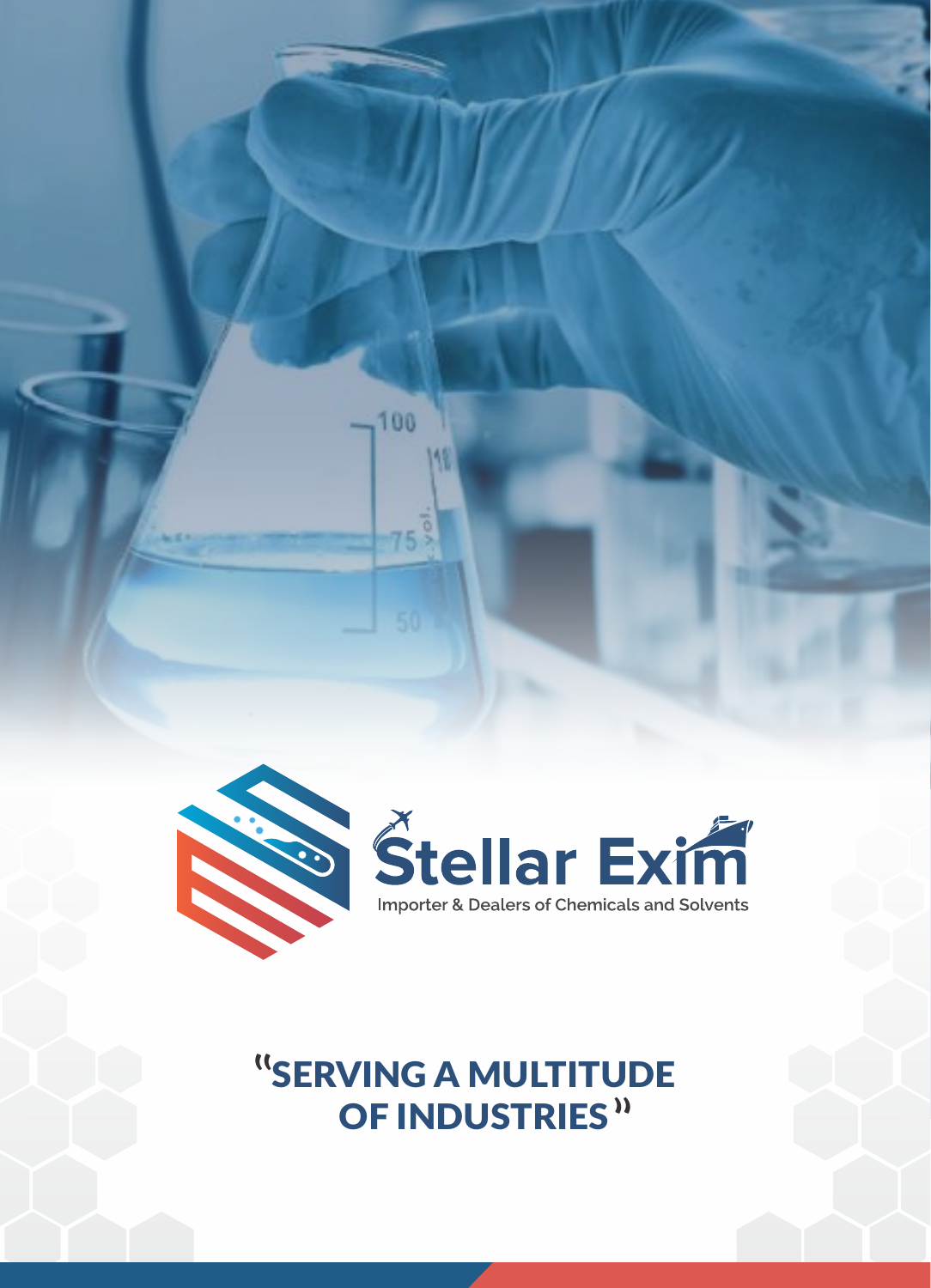# Stellar Exim

Importer & Dealers of Chemicals and Solvents

## "SERVING A MULTITUDE OF INDUSTRIES"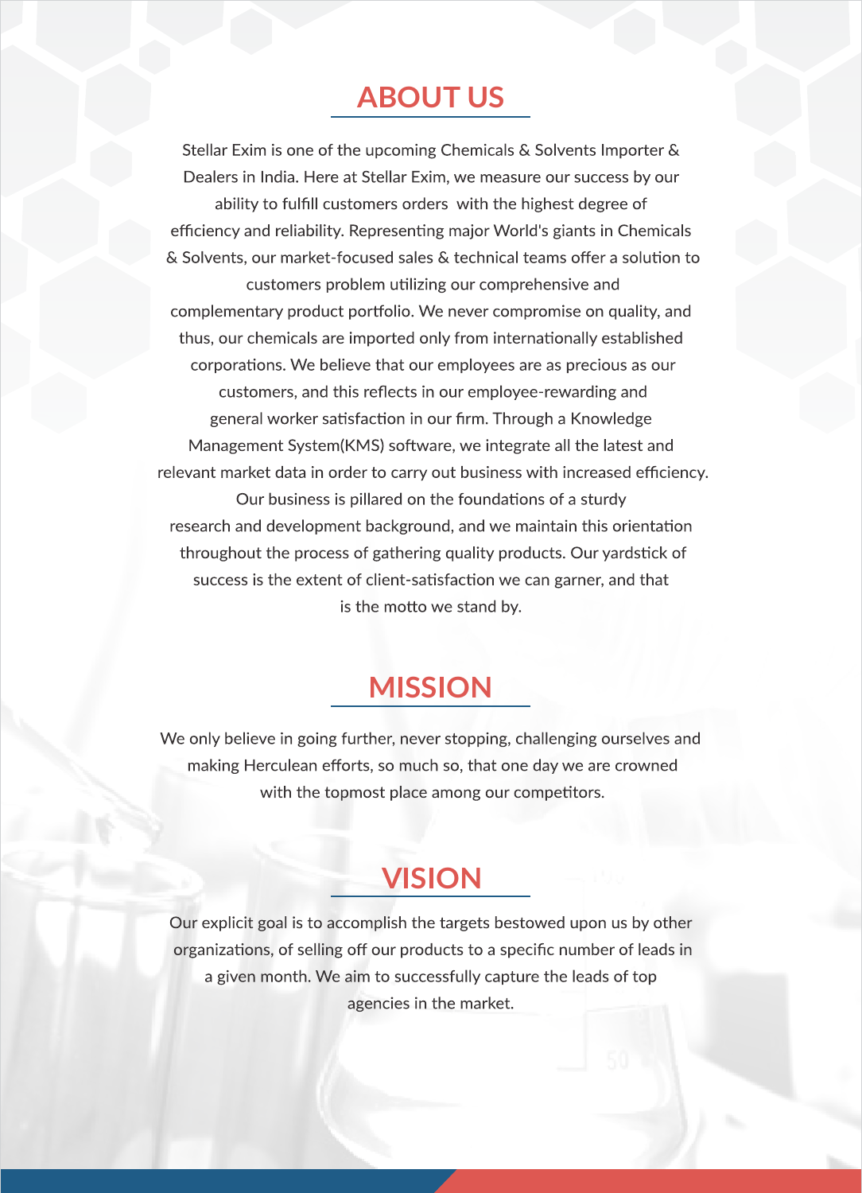## ABOUT US

Stellar Exim is one of the upcoming Chemicals & Solvents Importer & Dealers in India. Here at Stellar Exim, we measure our success by our ability to fulfill customers orders with the highest degree of efficiency and reliability. Representing major World's giants in Chemicals & Solvents, our market-focused sales & technical teams offer a solution to customers problem utilizing our comprehensive and complementary product portfolio. We never compromise on quality, and thus, our chemicals are imported only from internationally established corporations. We believe that our employees are as precious as our customers, and this reflects in our employee-rewarding and general worker satisfaction in our firm. Through a Knowledge Management System(KMS) software, we integrate all the latest and relevant market data in order to carry out business with increased efficiency. Our business is pillared on the foundations of a sturdy research and development background, and we maintain this orientation throughout the process of gathering quality products. Our yardstick of success is the extent of client-satisfaction we can garner, and that is the motto we stand by.

## MISSION

We only believe in going further, never stopping, challenging ourselves and making Herculean efforts, so much so, that one day we are crowned with the topmost place among our competitors.

## VISION

Our explicit goal is to accomplish the targets bestowed upon us by other organizations, of selling off our products to a specific number of leads in a given month. We aim to successfully capture the leads of top agencies in the market.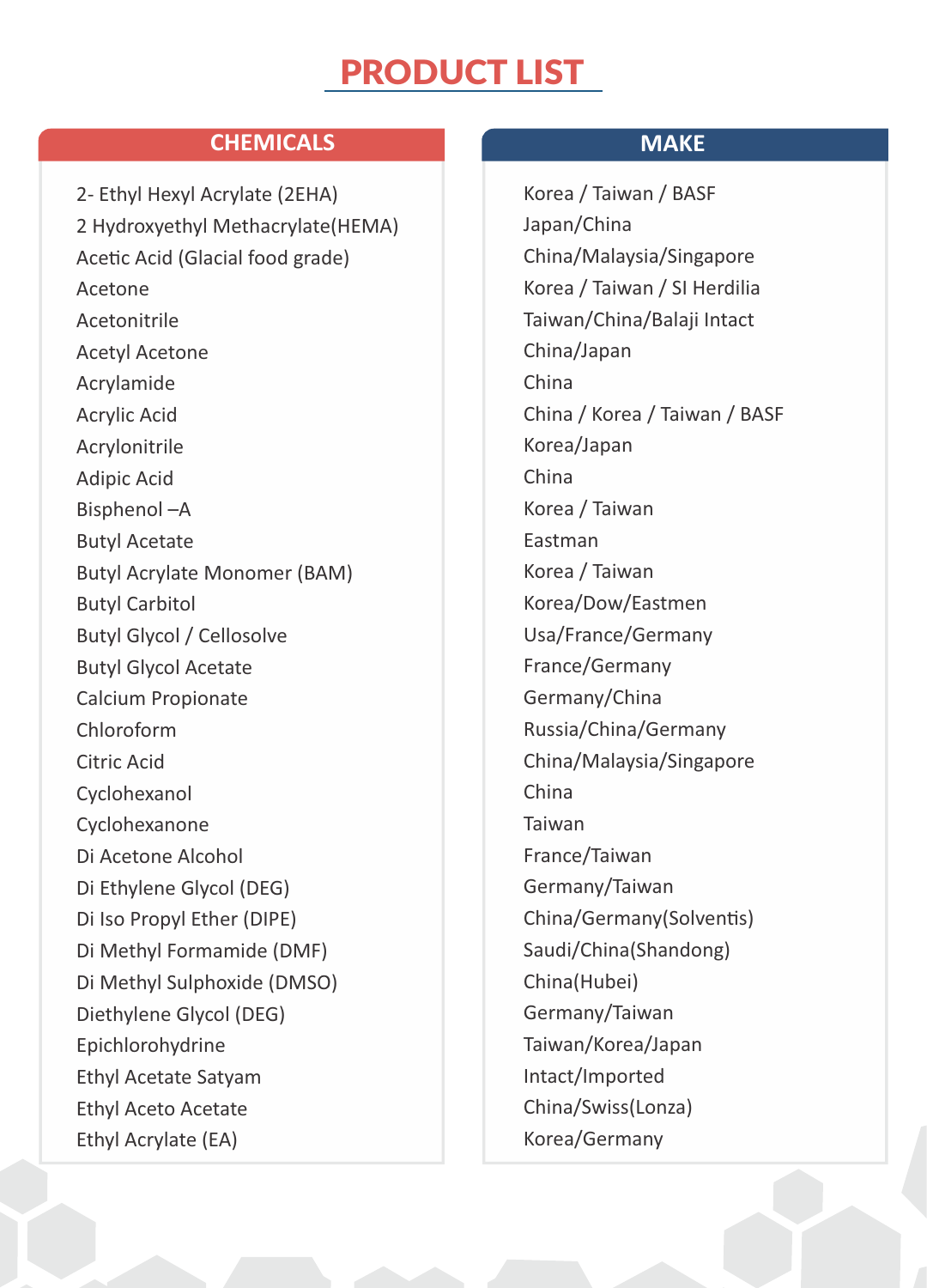# PRODUCT LIST

| CHEMICALS | MAKE |
| --- | --- |
| 2- Ethyl Hexyl Acrylate (2EHA) | Korea / Taiwan / BASF |
| 2 Hydroxyethyl Methacrylate(HEMA) | Japan/China |
| Acetic Acid (Glacial food grade) | China/Malaysia/Singapore |
| Acetone | Korea / Taiwan / SI Herdilia |
| Acetonitrile | Taiwan/China/Balaji Intact |
| Acetyl Acetone | China/Japan |
| Acrylamide | China |
| Acrylic Acid | China / Korea / Taiwan / BASF |
| Acrylonitrile | Korea/Japan |
| Adipic Acid | China |
| Bisphenol –A | Korea / Taiwan |
| Butyl Acetate | Eastman |
| Butyl Acrylate Monomer (BAM) | Korea / Taiwan |
| Butyl Carbitol | Korea/Dow/Eastmen |
| Butyl Glycol / Cellosolve | Usa/France/Germany |
| Butyl Glycol Acetate | France/Germany |
| Calcium Propionate | Germany/China |
| Chloroform | Russia/China/Germany |
| Citric Acid | China/Malaysia/Singapore |
| Cyclohexanol | China |
| Cyclohexanone | Taiwan |
| Di Acetone Alcohol | France/Taiwan |
| Di Ethylene Glycol (DEG) | Germany/Taiwan |
| Di Iso Propyl Ether (DIPE) | China/Germany(Solventis) |
| Di Methyl Formamide (DMF) | Saudi/China(Shandong) |
| Di Methyl Sulphoxide (DMSO) | China(Hubei) |
| Diethylene Glycol (DEG) | Germany/Taiwan |
| Epichlorohydrine | Taiwan/Korea/Japan |
| Ethyl Acetate Satyam | Intact/Imported |
| Ethyl Aceto Acetate | China/Swiss(Lonza) |
| Ethyl Acrylate (EA) | Korea/Germany |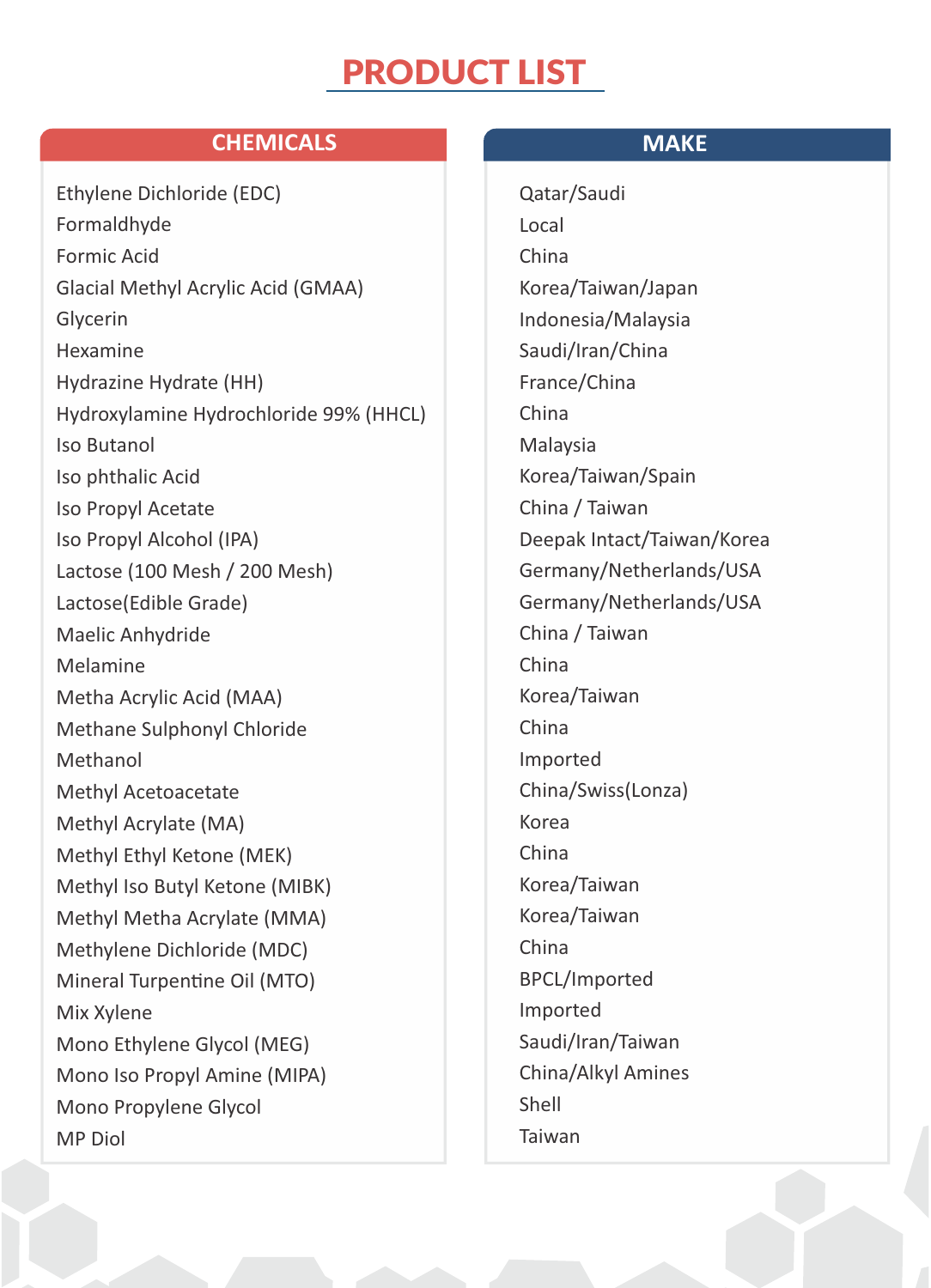# PRODUCT LIST

| CHEMICALS | MAKE |
|---|---|
| Ethylene Dichloride (EDC) | Qatar/Saudi |
| Formaldhyde | Local |
| Formic Acid | China |
| Glacial Methyl Acrylic Acid (GMAA) | Korea/Taiwan/Japan |
| Glycerin | Indonesia/Malaysia |
| Hexamine | Saudi/Iran/China |
| Hydrazine Hydrate (HH) | France/China |
| Hydroxylamine Hydrochloride 99% (HHCL) | China |
| Iso Butanol | Malaysia |
| Iso phthalic Acid | Korea/Taiwan/Spain |
| Iso Propyl Acetate | China / Taiwan |
| Iso Propyl Alcohol (IPA) | Deepak Intact/Taiwan/Korea |
| Lactose (100 Mesh / 200 Mesh) | Germany/Netherlands/USA |
| Lactose(Edible Grade) | Germany/Netherlands/USA |
| Maelic Anhydride | China / Taiwan |
| Melamine | China |
| Metha Acrylic Acid (MAA) | Korea/Taiwan |
| Methane Sulphonyl Chloride | China |
| Methanol | Imported |
| Methyl Acetoacetate | China/Swiss(Lonza) |
| Methyl Acrylate (MA) | Korea |
| Methyl Ethyl Ketone (MEK) | China |
| Methyl Iso Butyl Ketone (MIBK) | Korea/Taiwan |
| Methyl Metha Acrylate (MMA) | Korea/Taiwan |
| Methylene Dichloride (MDC) | China |
| Mineral Turpentine Oil (MTO) | BPCL/Imported |
| Mix Xylene | Imported |
| Mono Ethylene Glycol (MEG) | Saudi/Iran/Taiwan |
| Mono Iso Propyl Amine (MIPA) | China/Alkyl Amines |
| Mono Propylene Glycol | Shell |
| MP Diol | Taiwan |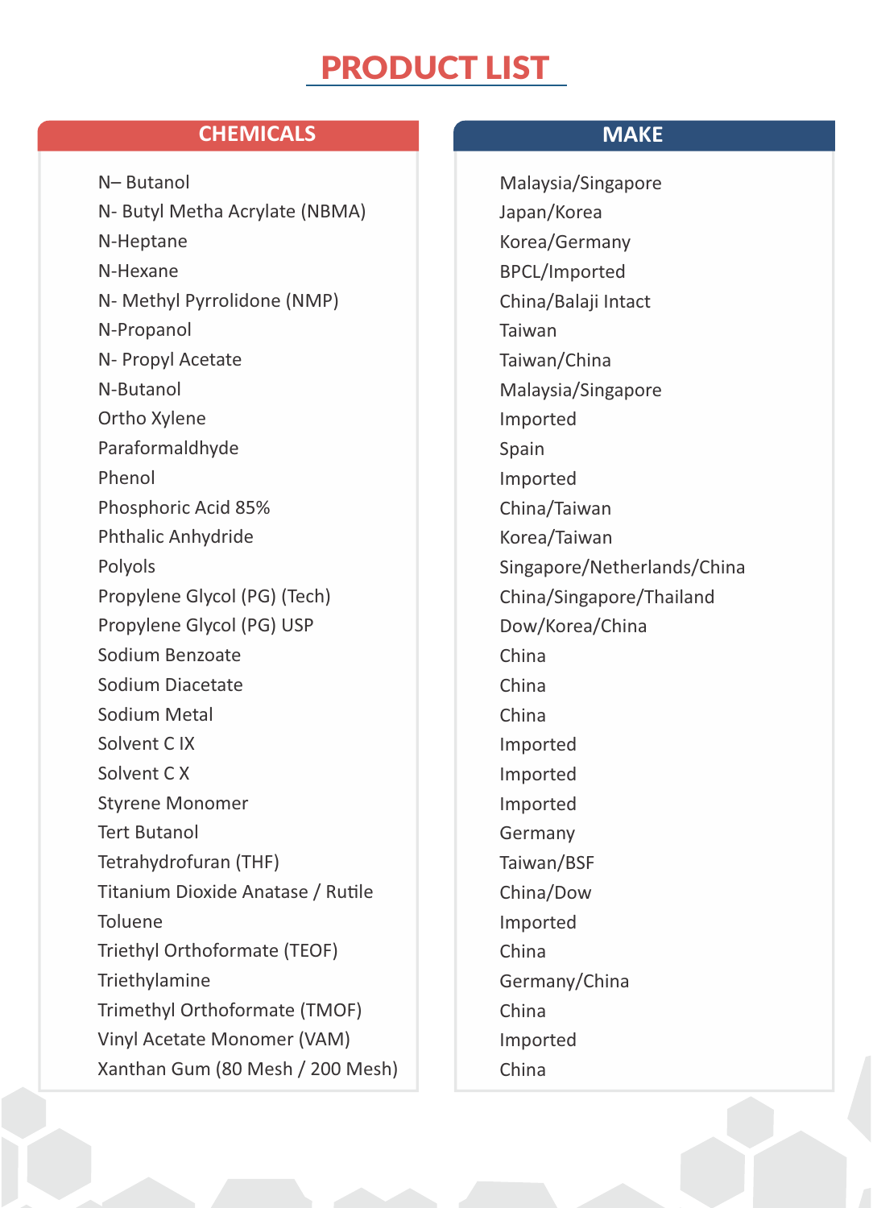# PRODUCT LIST

| CHEMICALS | MAKE |
|---|---|
| N– Butanol | Malaysia/Singapore |
| N- Butyl Metha Acrylate (NBMA) | Japan/Korea |
| N-Heptane | Korea/Germany |
| N-Hexane | BPCL/Imported |
| N- Methyl Pyrrolidone (NMP) | China/Balaji Intact |
| N-Propanol | Taiwan |
| N- Propyl Acetate | Taiwan/China |
| N-Butanol | Malaysia/Singapore |
| Ortho Xylene | Imported |
| Paraformaldhyde | Spain |
| Phenol | Imported |
| Phosphoric Acid 85% | China/Taiwan |
| Phthalic Anhydride | Korea/Taiwan |
| Polyols | Singapore/Netherlands/China |
| Propylene Glycol (PG) (Tech) | China/Singapore/Thailand |
| Propylene Glycol (PG) USP | Dow/Korea/China |
| Sodium Benzoate | China |
| Sodium Diacetate | China |
| Sodium Metal | China |
| Solvent C IX | Imported |
| Solvent C X | Imported |
| Styrene Monomer | Imported |
| Tert Butanol | Germany |
| Tetrahydrofuran (THF) | Taiwan/BSF |
| Titanium Dioxide Anatase / Rutile | China/Dow |
| Toluene | Imported |
| Triethyl Orthoformate (TEOF) | China |
| Triethylamine | Germany/China |
| Trimethyl Orthoformate (TMOF) | China |
| Vinyl Acetate Monomer (VAM) | Imported |
| Xanthan Gum (80 Mesh / 200 Mesh) | China |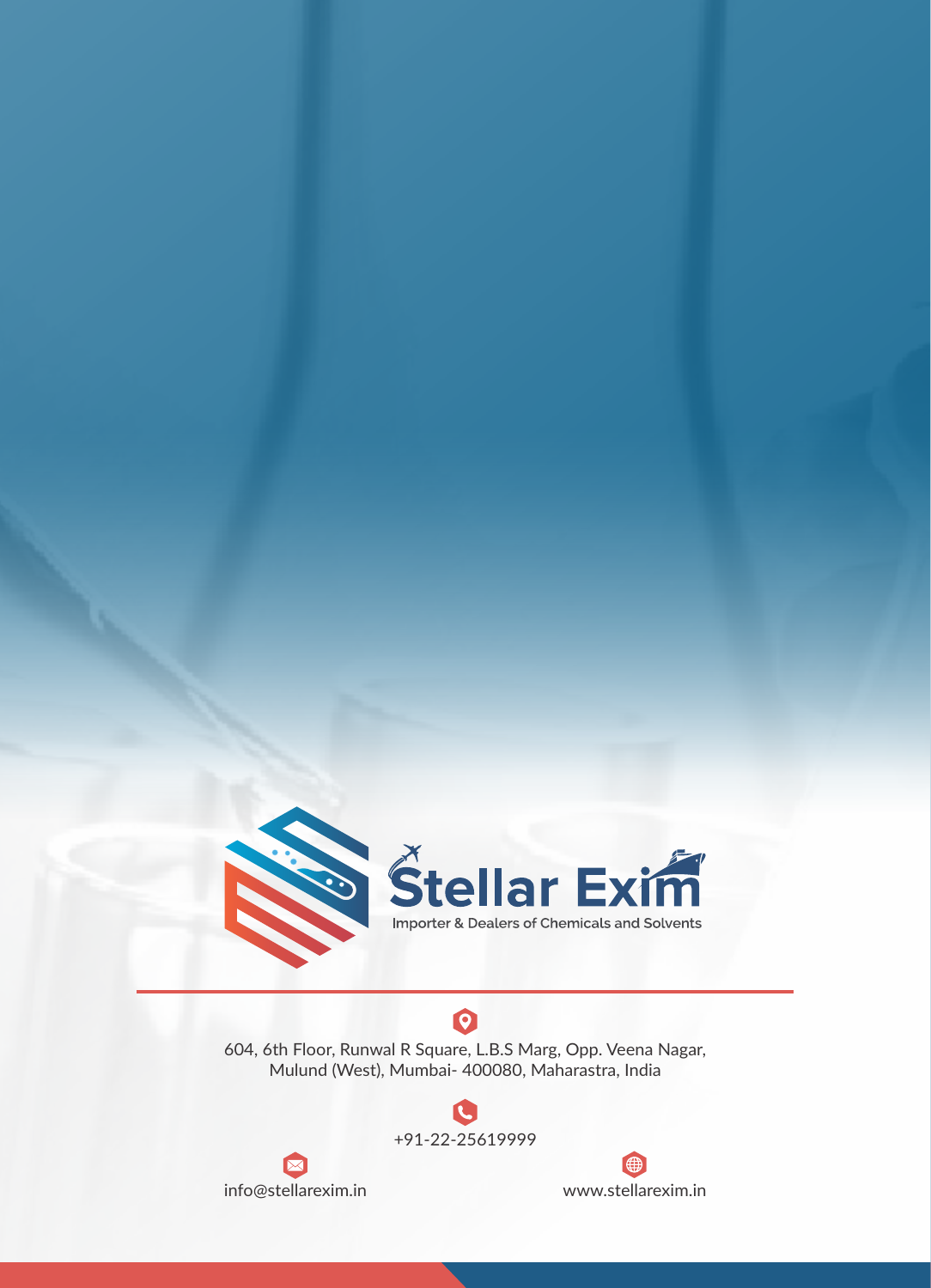Stellar Exim

Importer & Dealers of Chemicals and Solvents

604, 6th Floor, Runwal R Square, L.B.S Marg, Opp. Veena Nagar, Mulund (West), Mumbai- 400080, Maharastra, India

+91-22-25619999

info@stellarexim.in

www.stellarexim.in